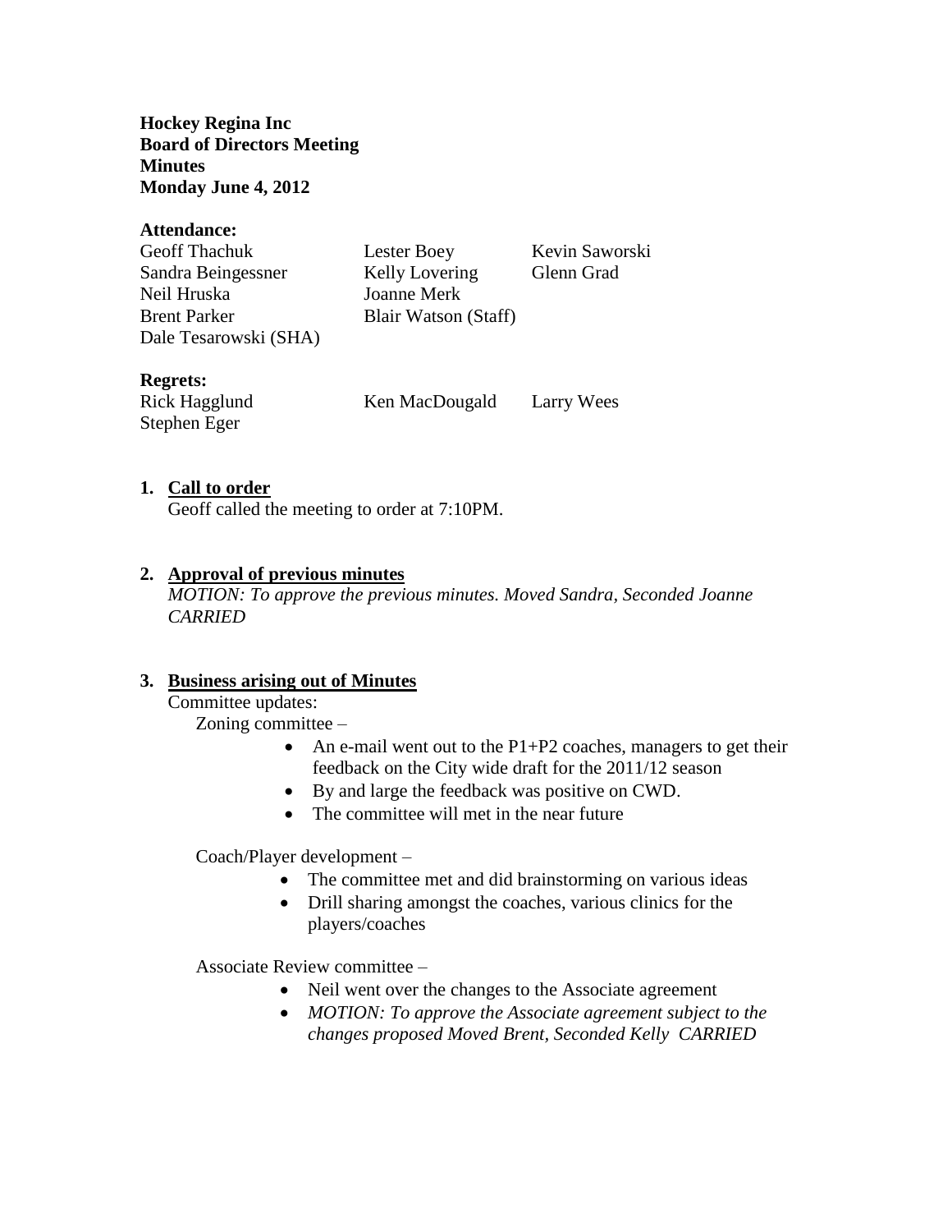**Hockey Regina Inc**
**Board of Directors Meeting**
**Minutes**
**Monday June 4, 2012**

**Attendance:**

| | | |
|---|---|---|
| Geoff Thachuk | Lester Boey | Kevin Saworski |
| Sandra Beingessner | Kelly Lovering | Glenn Grad |
| Neil Hruska | Joanne Merk | |
| Brent Parker | Blair Watson (Staff) | |
| Dale Tesarowski (SHA) | | |

**Regrets:**

| | | |
|---|---|---|
| Rick Hagglund | Ken MacDougald | Larry Wees |
| Stephen Eger | | |

1. **Call to order**
   Geoff called the meeting to order at 7:10PM.

2. **Approval of previous minutes**
   *MOTION: To approve the previous minutes. Moved Sandra, Seconded Joanne CARRIED*

3. **Business arising out of Minutes**
   Committee updates:

   Zoning committee –
   - An e-mail went out to the P1+P2 coaches, managers to get their feedback on the City wide draft for the 2011/12 season
   - By and large the feedback was positive on CWD.
   - The committee will met in the near future

   Coach/Player development –
   - The committee met and did brainstorming on various ideas
   - Drill sharing amongst the coaches, various clinics for the players/coaches

   Associate Review committee –
   - Neil went over the changes to the Associate agreement
   - *MOTION: To approve the Associate agreement subject to the changes proposed Moved Brent, Seconded Kelly CARRIED*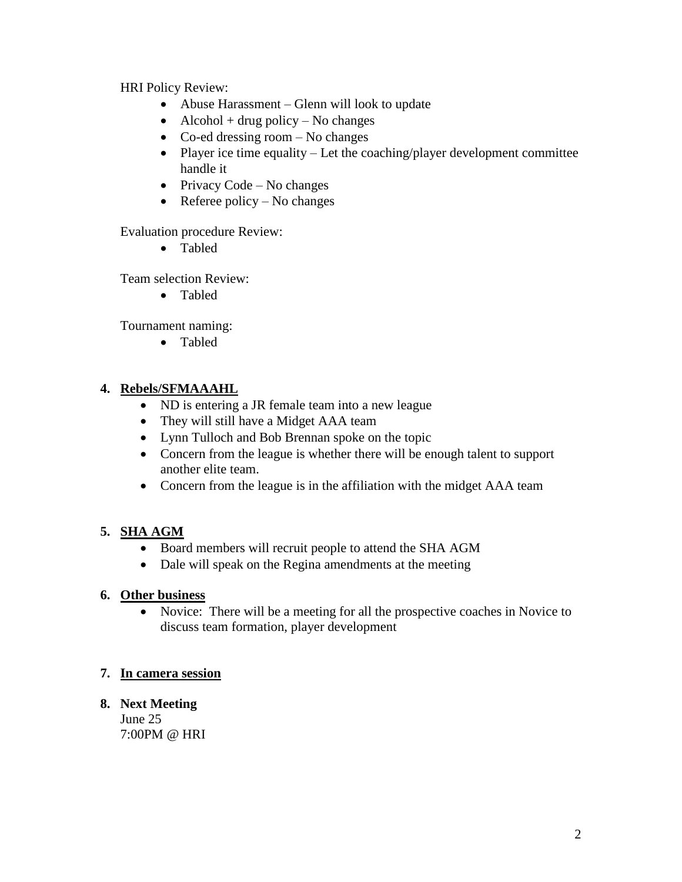HRI Policy Review:

- Abuse Harassment – Glenn will look to update
- Alcohol + drug policy – No changes
- Co-ed dressing room – No changes
- Player ice time equality – Let the coaching/player development committee handle it
- Privacy Code – No changes
- Referee policy – No changes

Evaluation procedure Review:

- Tabled

Team selection Review:

- Tabled

Tournament naming:

- Tabled

4. **Rebels/SFMAAAHL**
    - ND is entering a JR female team into a new league
    - They will still have a Midget AAA team
    - Lynn Tulloch and Bob Brennan spoke on the topic
    - Concern from the league is whether there will be enough talent to support another elite team.
    - Concern from the league is in the affiliation with the midget AAA team

5. **SHA AGM**
    - Board members will recruit people to attend the SHA AGM
    - Dale will speak on the Regina amendments at the meeting

6. **Other business**
    - Novice: There will be a meeting for all the prospective coaches in Novice to discuss team formation, player development

7. **In camera session**

8. **Next Meeting**
   June 25
   7:00PM @ HRI